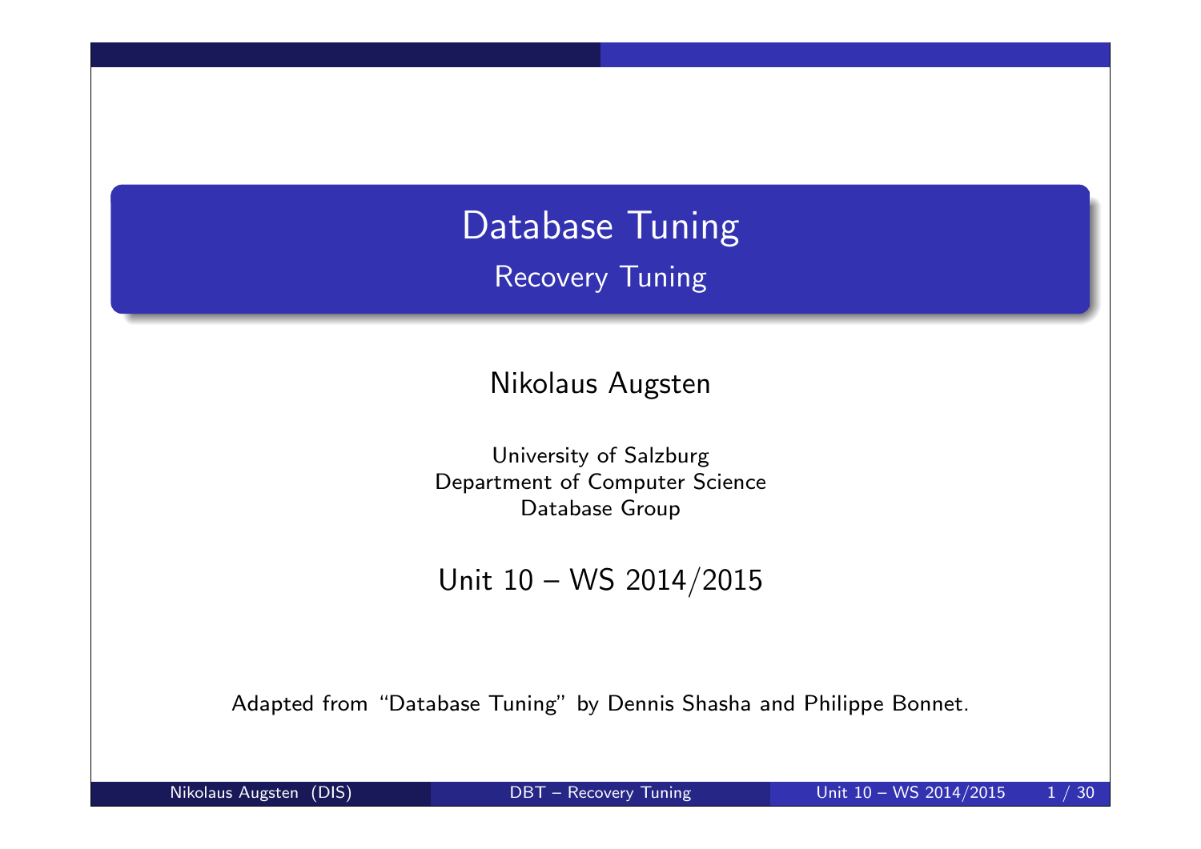# Database Tuning

## Recovery Tuning

Nikolaus Augsten

University of Salzburg
Department of Computer Science
Database Group

Unit 10 – WS 2014/2015

Adapted from "Database Tuning" by Dennis Shasha and Philippe Bonnet.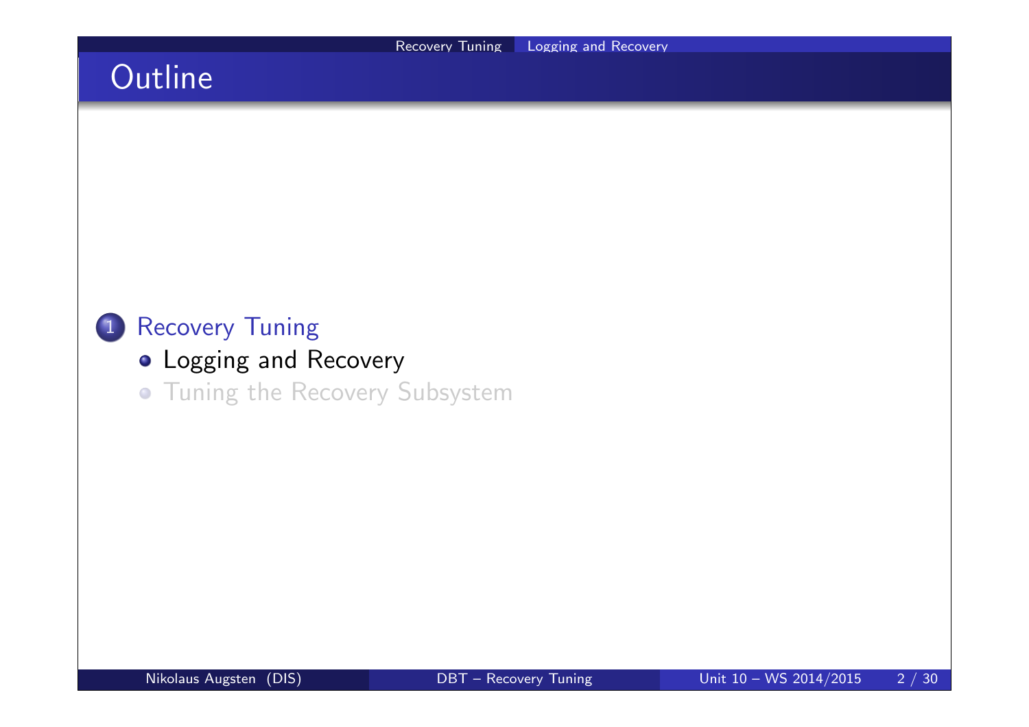# Outline

1. Recovery Tuning
   - Logging and Recovery
   - Tuning the Recovery Subsystem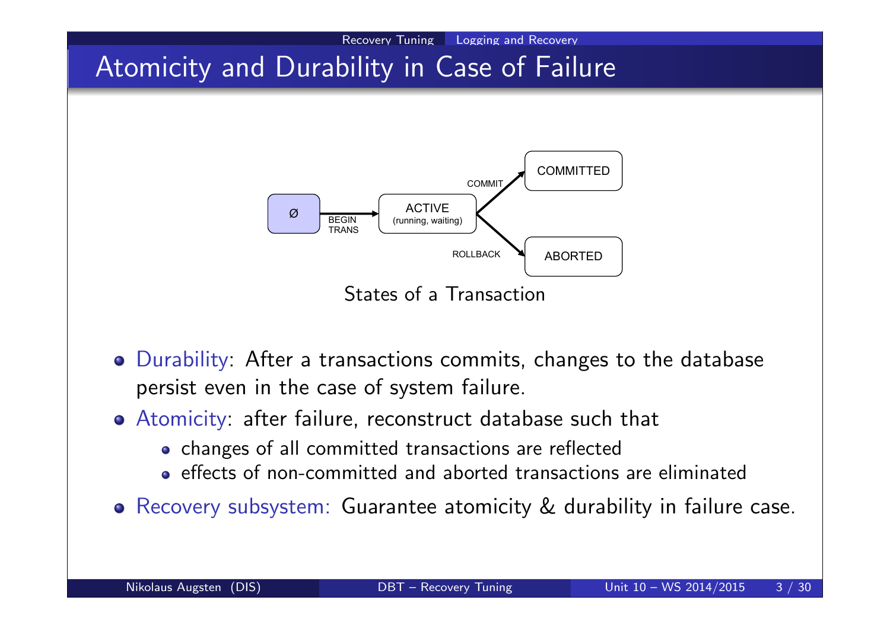# Atomicity and Durability in Case of Failure

Ø —BEGIN TRANS→ ACTIVE (running, waiting) —COMMIT→ COMMITTED

ACTIVE (running, waiting) —ROLLBACK→ ABORTED

States of a Transaction

- Durability: After a transactions commits, changes to the database persist even in the case of system failure.
- Atomicity: after failure, reconstruct database such that
  - changes of all committed transactions are reflected
  - effects of non-committed and aborted transactions are eliminated
- Recovery subsystem: Guarantee atomicity & durability in failure case.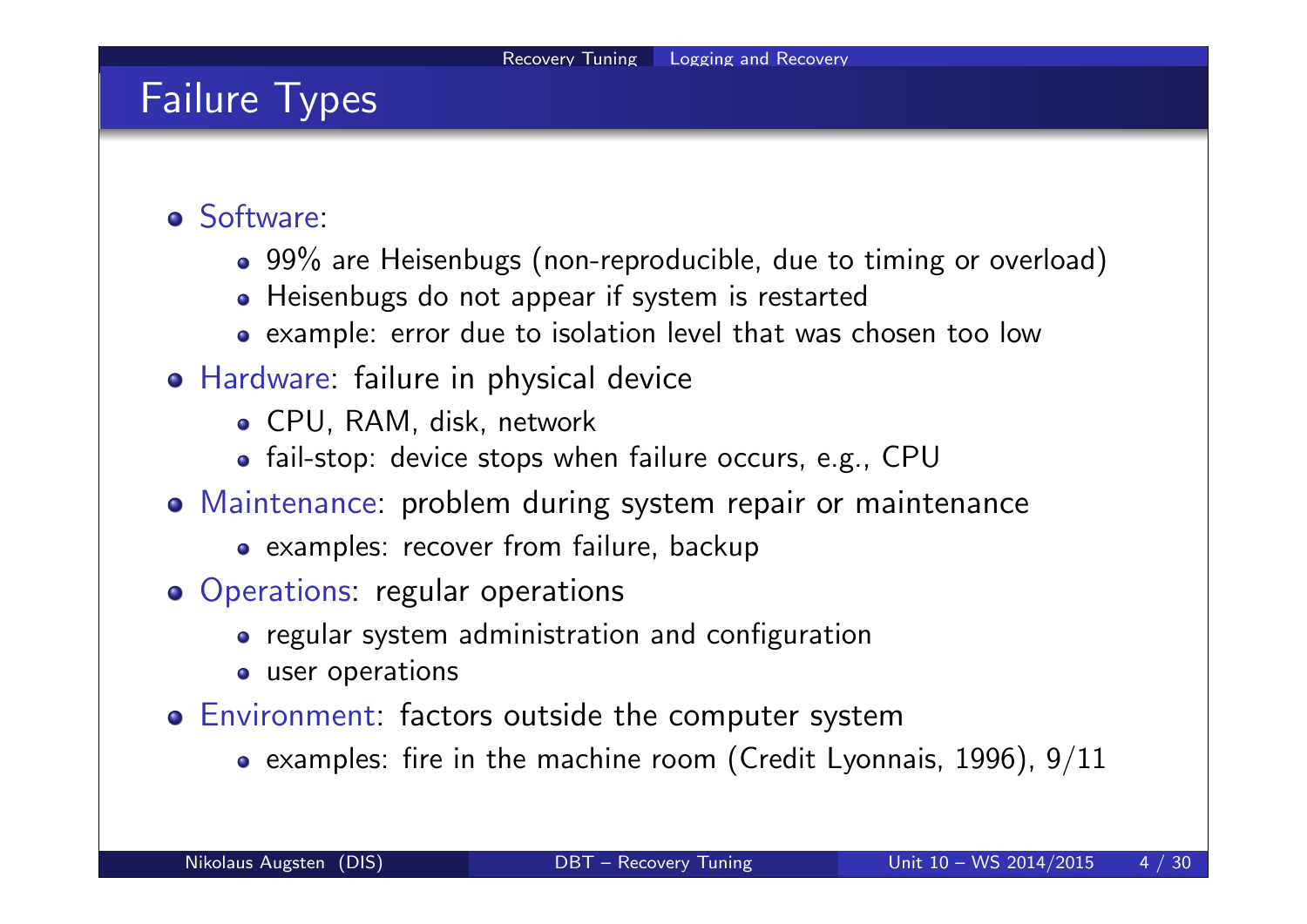# Failure Types

- Software:
  - 99% are Heisenbugs (non-reproducible, due to timing or overload)
  - Heisenbugs do not appear if system is restarted
  - example: error due to isolation level that was chosen too low
- Hardware: failure in physical device
  - CPU, RAM, disk, network
  - fail-stop: device stops when failure occurs, e.g., CPU
- Maintenance: problem during system repair or maintenance
  - examples: recover from failure, backup
- Operations: regular operations
  - regular system administration and configuration
  - user operations
- Environment: factors outside the computer system
  - examples: fire in the machine room (Credit Lyonnais, 1996), 9/11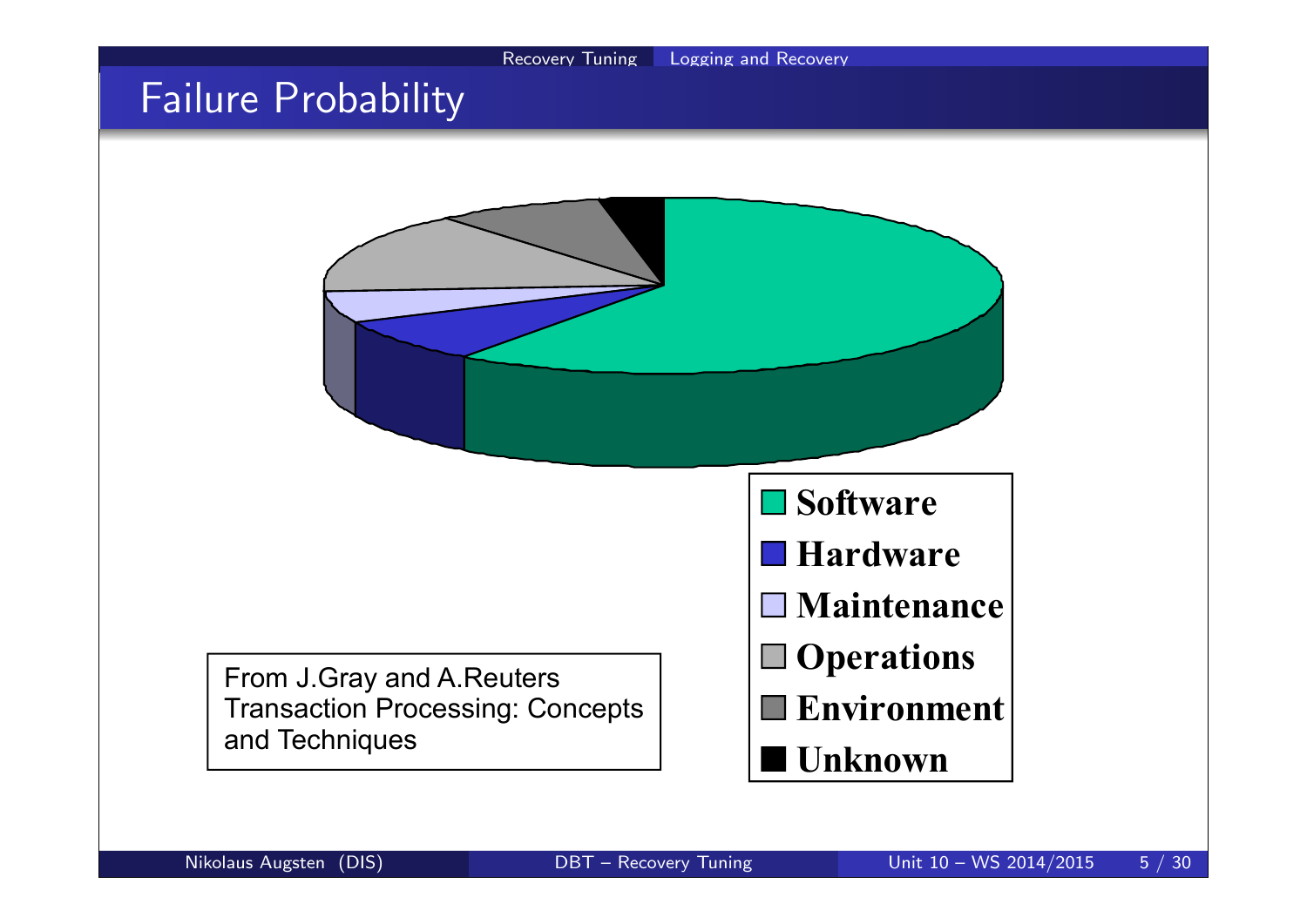# Failure Probability

- Software
- Hardware
- Maintenance
- Operations
- Environment
- Unknown

From J.Gray and A.Reuters Transaction Processing: Concepts and Techniques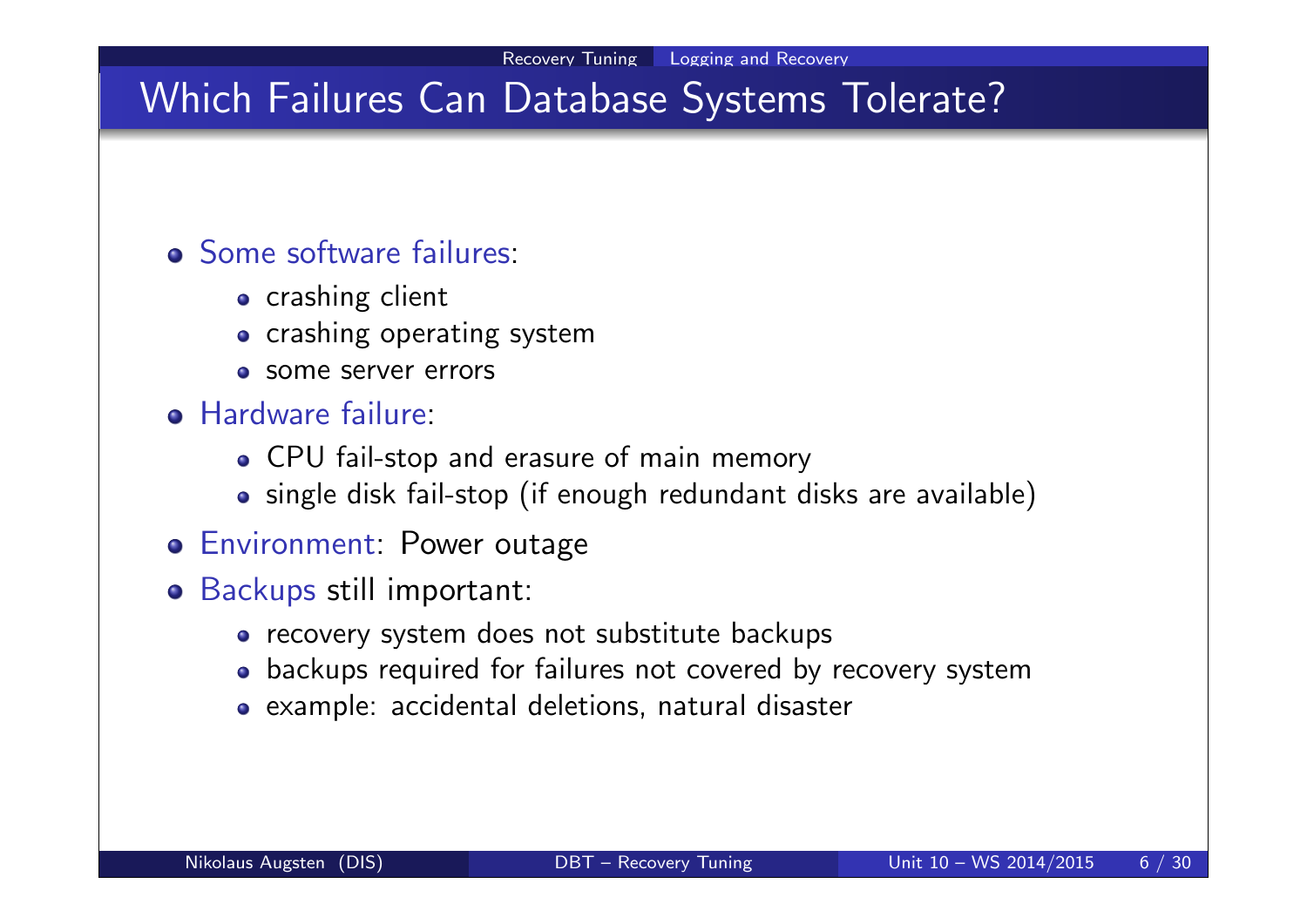# Which Failures Can Database Systems Tolerate?

- Some software failures:
  - crashing client
  - crashing operating system
  - some server errors
- Hardware failure:
  - CPU fail-stop and erasure of main memory
  - single disk fail-stop (if enough redundant disks are available)
- Environment: Power outage
- Backups still important:
  - recovery system does not substitute backups
  - backups required for failures not covered by recovery system
  - example: accidental deletions, natural disaster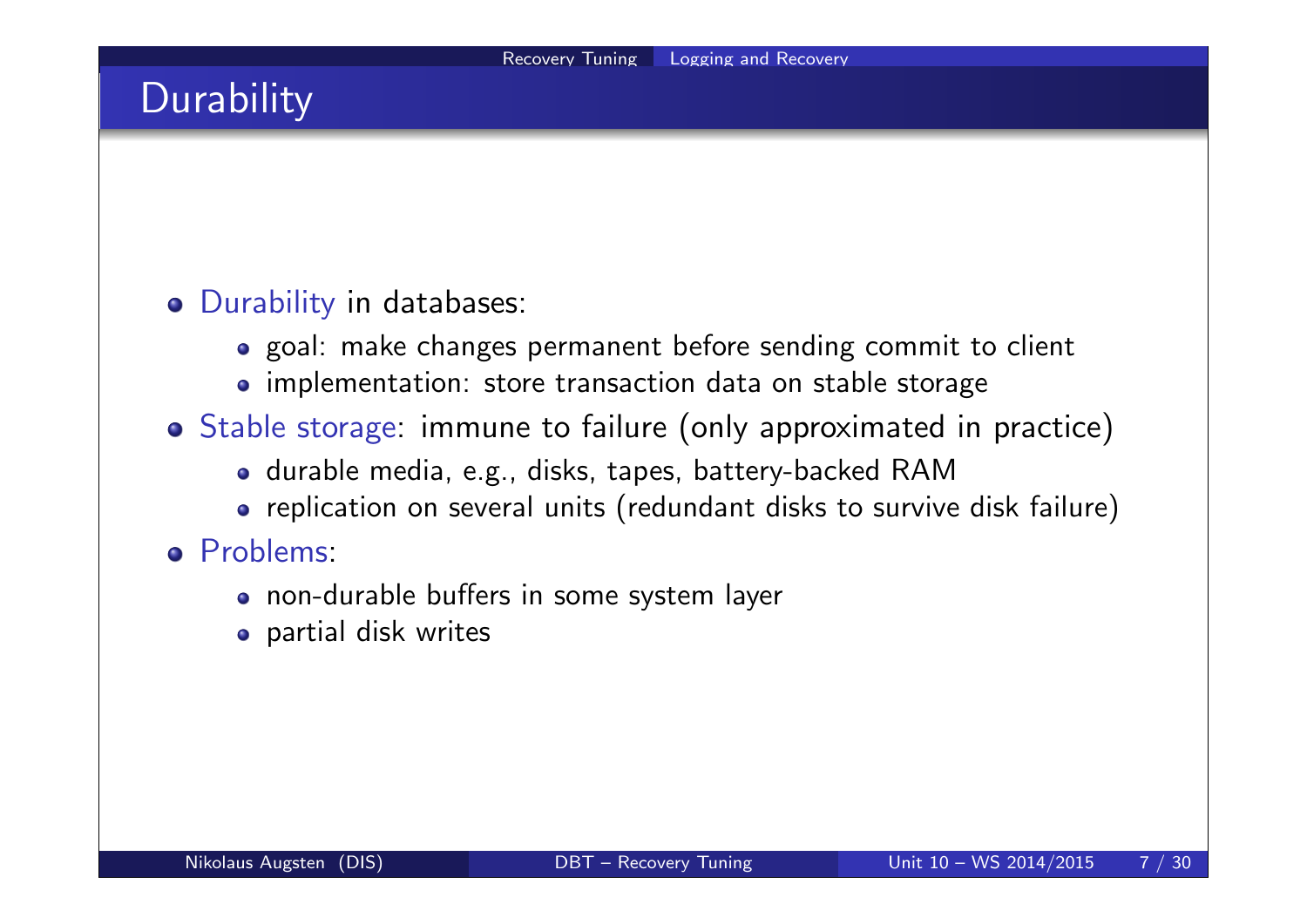# Durability

- Durability in databases:
  - goal: make changes permanent before sending commit to client
  - implementation: store transaction data on stable storage
- Stable storage: immune to failure (only approximated in practice)
  - durable media, e.g., disks, tapes, battery-backed RAM
  - replication on several units (redundant disks to survive disk failure)
- Problems:
  - non-durable buffers in some system layer
  - partial disk writes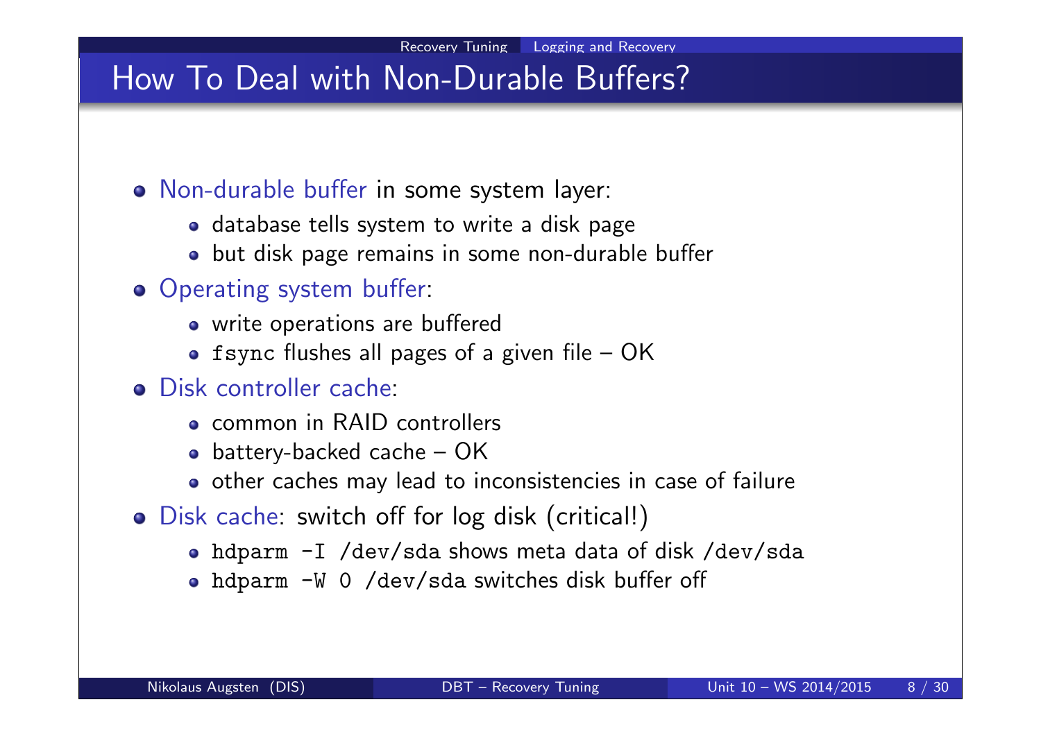# How To Deal with Non-Durable Buffers?

- Non-durable buffer in some system layer:
  - database tells system to write a disk page
  - but disk page remains in some non-durable buffer
- Operating system buffer:
  - write operations are buffered
  - `fsync` flushes all pages of a given file – OK
- Disk controller cache:
  - common in RAID controllers
  - battery-backed cache – OK
  - other caches may lead to inconsistencies in case of failure
- Disk cache: switch off for log disk (critical!)
  - `hdparm -I /dev/sda` shows meta data of disk `/dev/sda`
  - `hdparm -W 0 /dev/sda` switches disk buffer off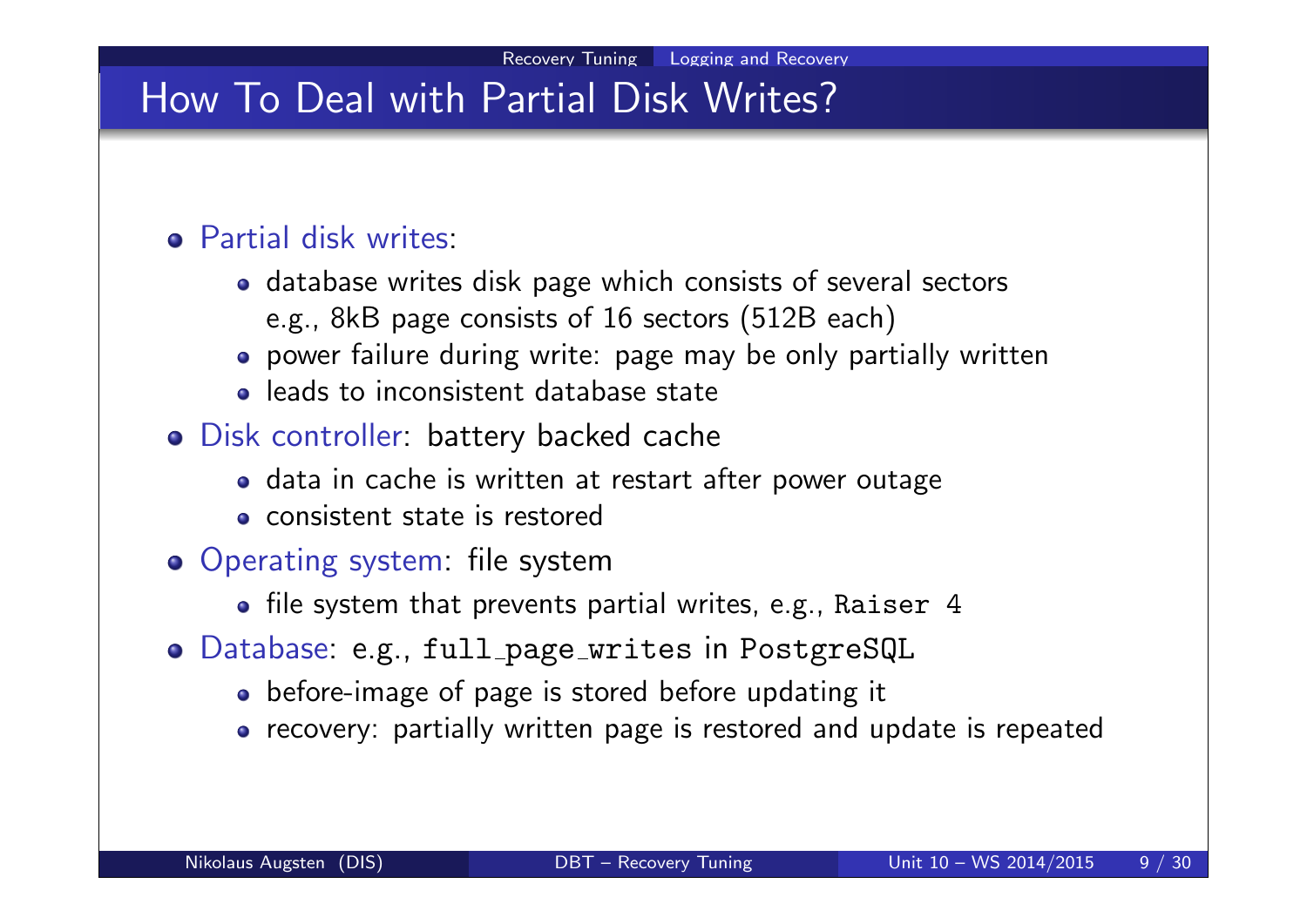# How To Deal with Partial Disk Writes?

- Partial disk writes:
  - database writes disk page which consists of several sectors e.g., 8kB page consists of 16 sectors (512B each)
  - power failure during write: page may be only partially written
  - leads to inconsistent database state
- Disk controller: battery backed cache
  - data in cache is written at restart after power outage
  - consistent state is restored
- Operating system: file system
  - file system that prevents partial writes, e.g., `Raiser 4`
- Database: e.g., `full_page_writes` in `PostgreSQL`
  - before-image of page is stored before updating it
  - recovery: partially written page is restored and update is repeated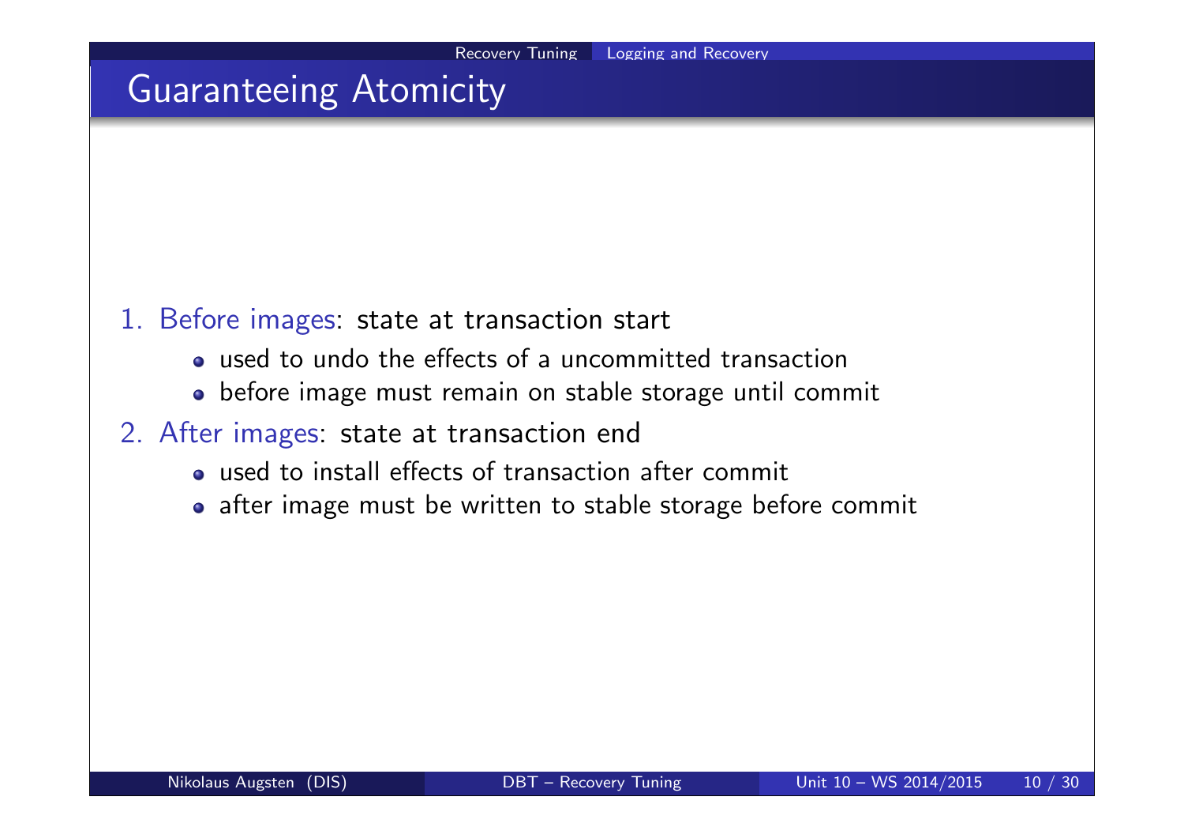# Guaranteeing Atomicity

1. Before images: state at transaction start
   - used to undo the effects of a uncommitted transaction
   - before image must remain on stable storage until commit
2. After images: state at transaction end
   - used to install effects of transaction after commit
   - after image must be written to stable storage before commit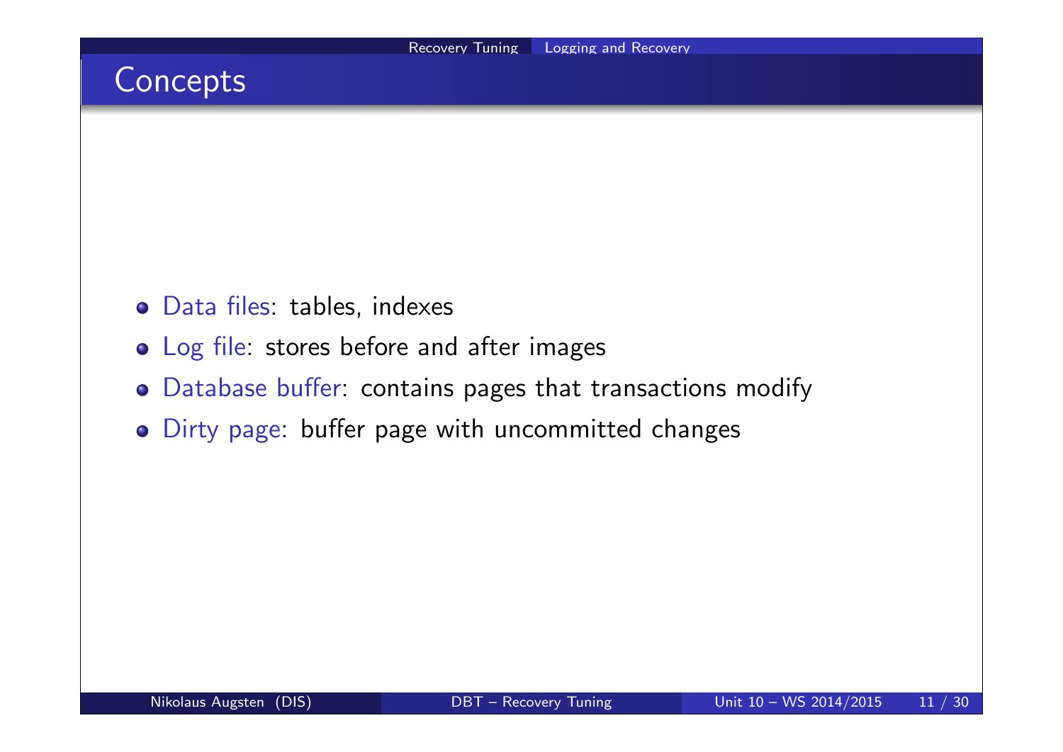## Concepts

- Data files: tables, indexes
- Log file: stores before and after images
- Database buffer: contains pages that transactions modify
- Dirty page: buffer page with uncommitted changes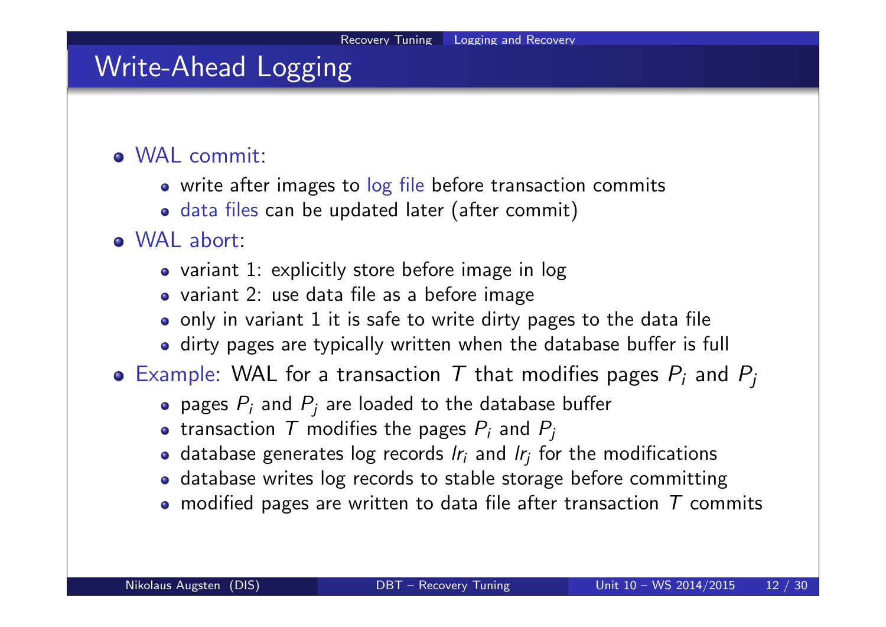# Write-Ahead Logging

- WAL commit:
  - write after images to log file before transaction commits
  - data files can be updated later (after commit)
- WAL abort:
  - variant 1: explicitly store before image in log
  - variant 2: use data file as a before image
  - only in variant 1 it is safe to write dirty pages to the data file
  - dirty pages are typically written when the database buffer is full
- Example: WAL for a transaction $T$ that modifies pages $P_i$ and $P_j$
  - pages $P_i$ and $P_j$ are loaded to the database buffer
  - transaction $T$ modifies the pages $P_i$ and $P_j$
  - database generates log records $lr_i$ and $lr_j$ for the modifications
  - database writes log records to stable storage before committing
  - modified pages are written to data file after transaction $T$ commits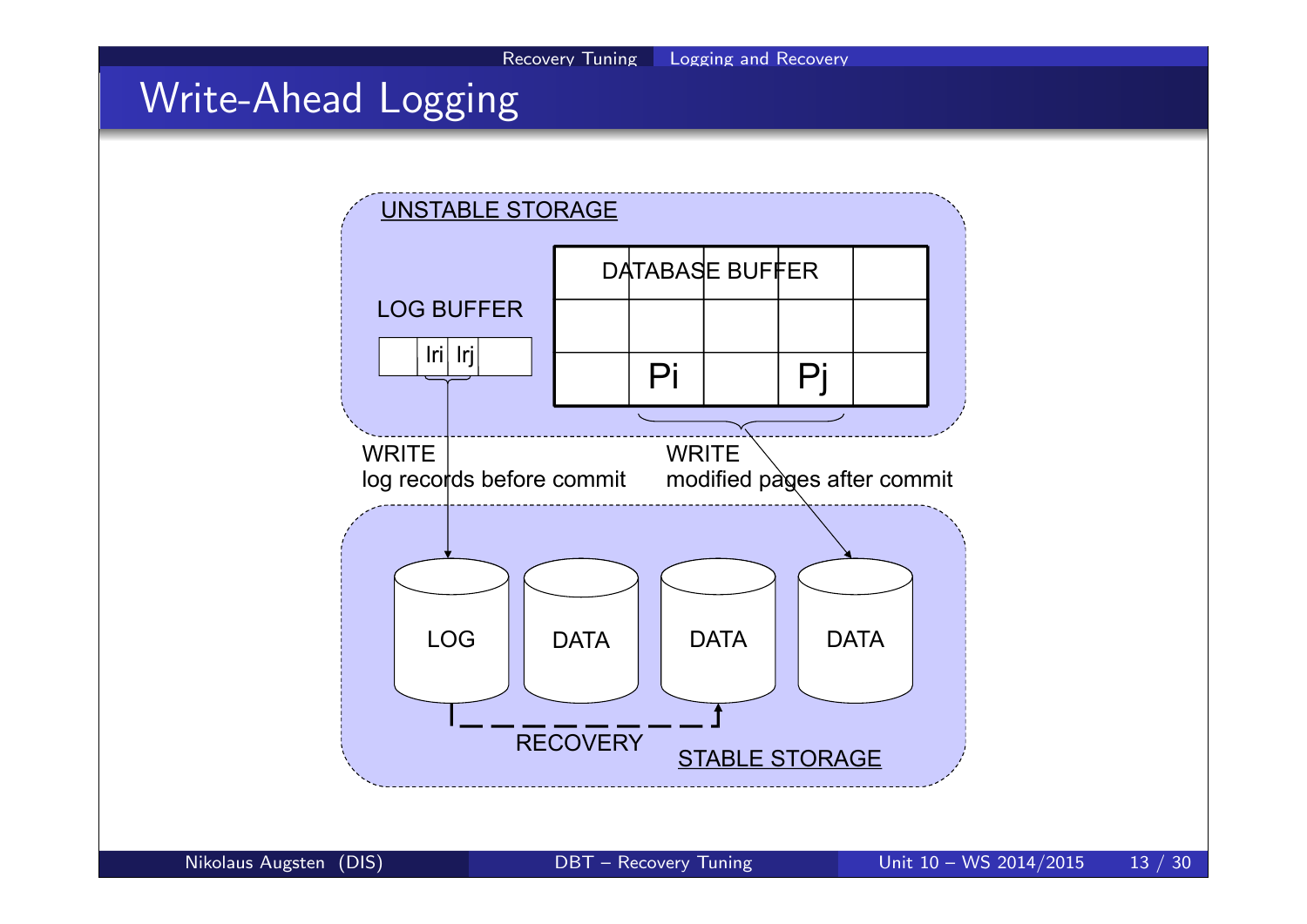# Write-Ahead Logging

UNSTABLE STORAGE

LOG BUFFER

lri lrj

DATABASE BUFFER

Pi Pj

WRITE
log records before commit

WRITE
modified pages after commit

LOG DATA DATA DATA

RECOVERY

STABLE STORAGE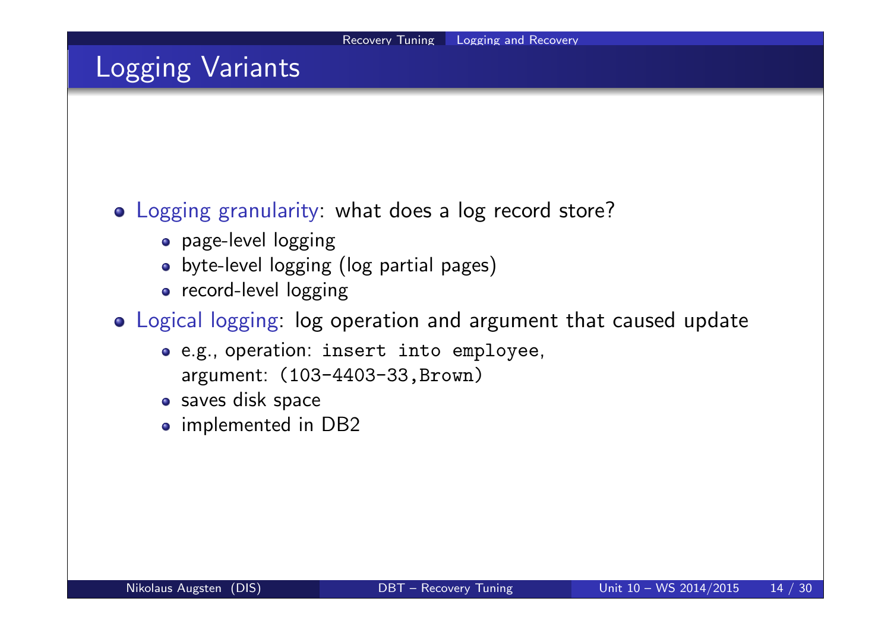# Logging Variants

- Logging granularity: what does a log record store?
  - page-level logging
  - byte-level logging (log partial pages)
  - record-level logging
- Logical logging: log operation and argument that caused update
  - e.g., operation: `insert into employee`, argument: `(103-4403-33,Brown)`
  - saves disk space
  - implemented in DB2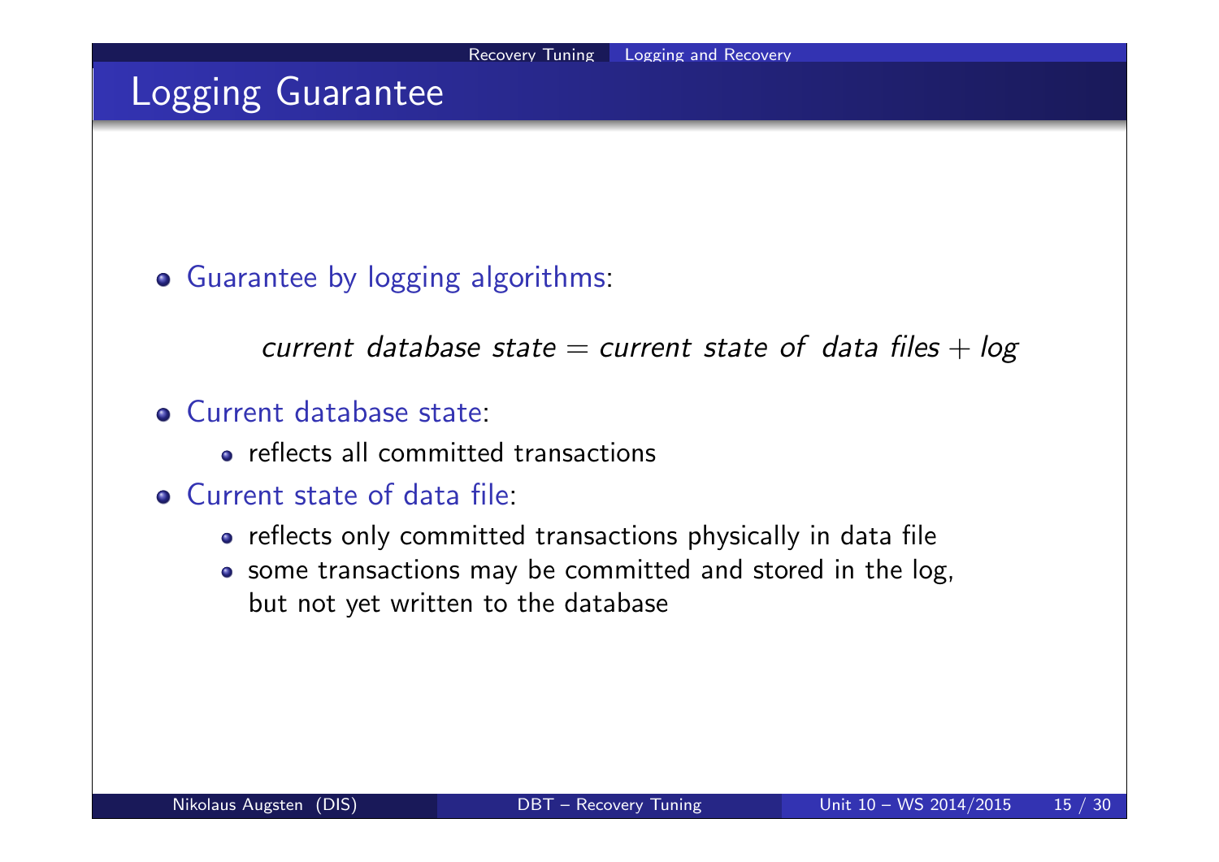# Logging Guarantee

- Guarantee by logging algorithms:

  *current database state = current state of data files + log*

- Current database state:
  - reflects all committed transactions
- Current state of data file:
  - reflects only committed transactions physically in data file
  - some transactions may be committed and stored in the log, but not yet written to the database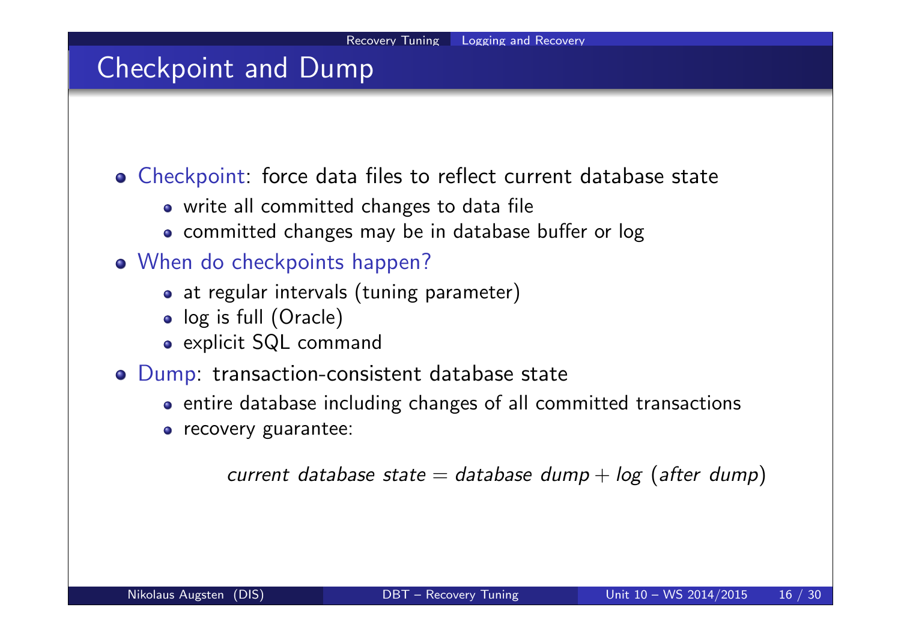# Checkpoint and Dump

- Checkpoint: force data files to reflect current database state
  - write all committed changes to data file
  - committed changes may be in database buffer or log
- When do checkpoints happen?
  - at regular intervals (tuning parameter)
  - log is full (Oracle)
  - explicit SQL command
- Dump: transaction-consistent database state
  - entire database including changes of all committed transactions
  - recovery guarantee:

$$\textit{current database state} = \textit{database dump} + \textit{log (after dump)}$$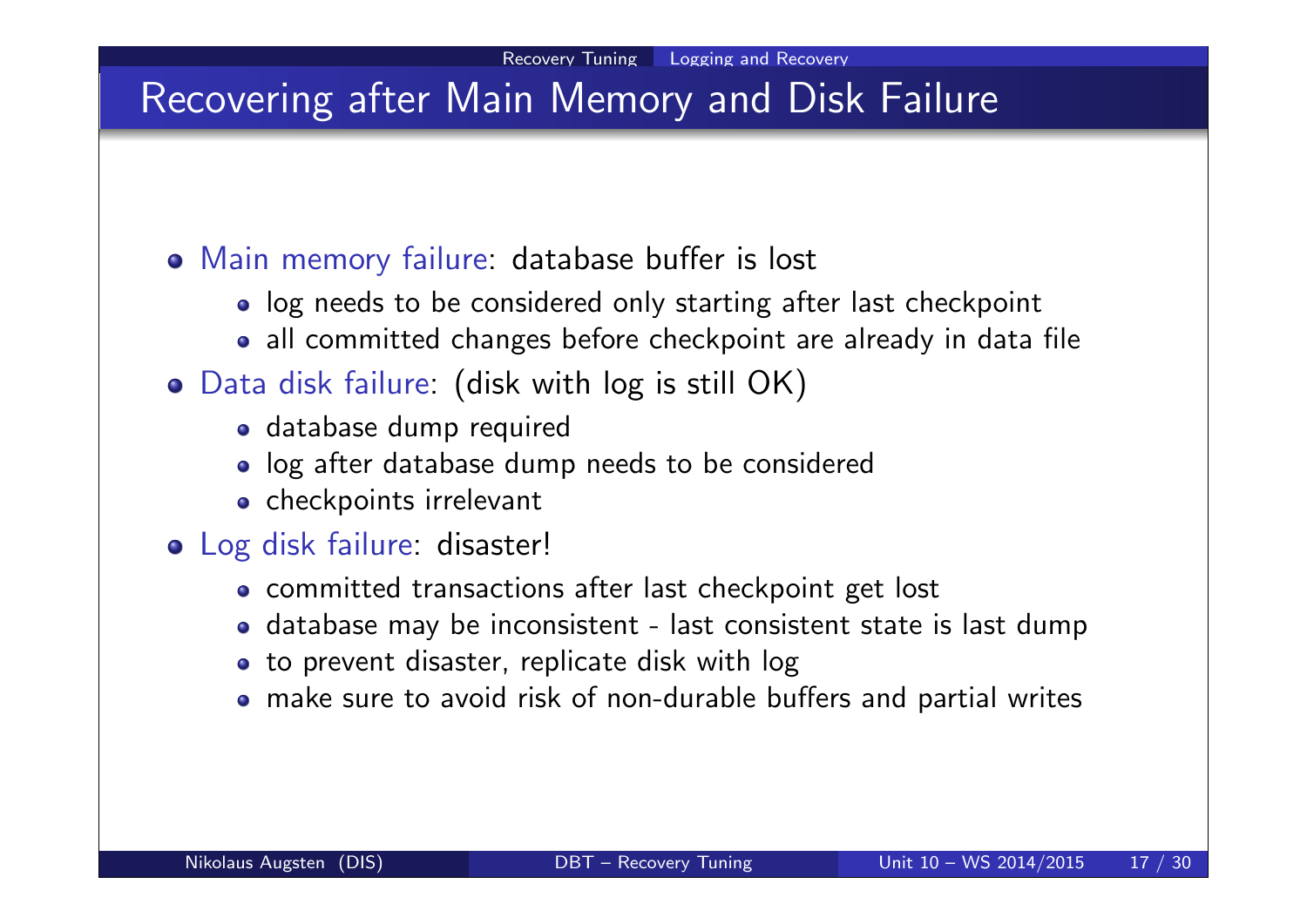# Recovering after Main Memory and Disk Failure

- Main memory failure: database buffer is lost
  - log needs to be considered only starting after last checkpoint
  - all committed changes before checkpoint are already in data file
- Data disk failure: (disk with log is still OK)
  - database dump required
  - log after database dump needs to be considered
  - checkpoints irrelevant
- Log disk failure: disaster!
  - committed transactions after last checkpoint get lost
  - database may be inconsistent - last consistent state is last dump
  - to prevent disaster, replicate disk with log
  - make sure to avoid risk of non-durable buffers and partial writes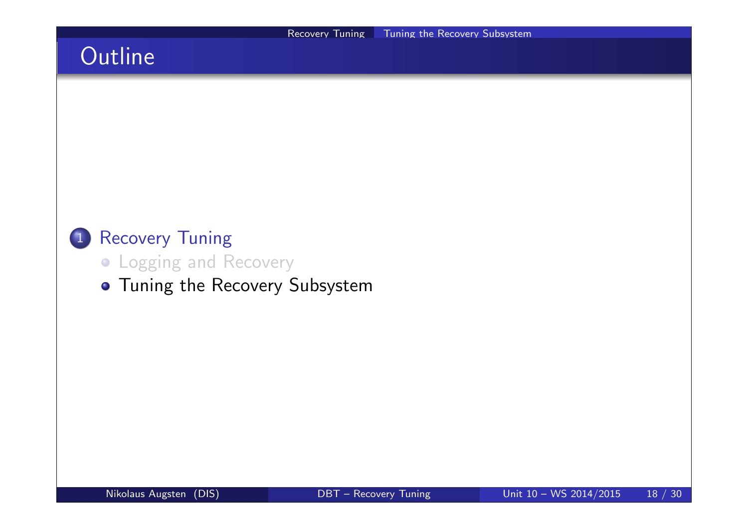# Outline

1. Recovery Tuning
   - Logging and Recovery
   - Tuning the Recovery Subsystem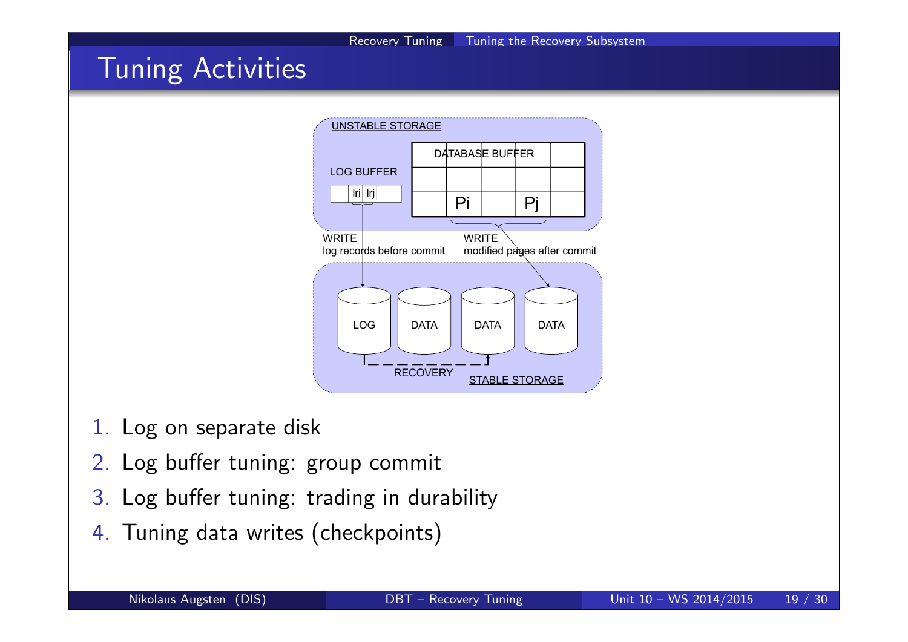# Tuning Activities

1. Log on separate disk
2. Log buffer tuning: group commit
3. Log buffer tuning: trading in durability
4. Tuning data writes (checkpoints)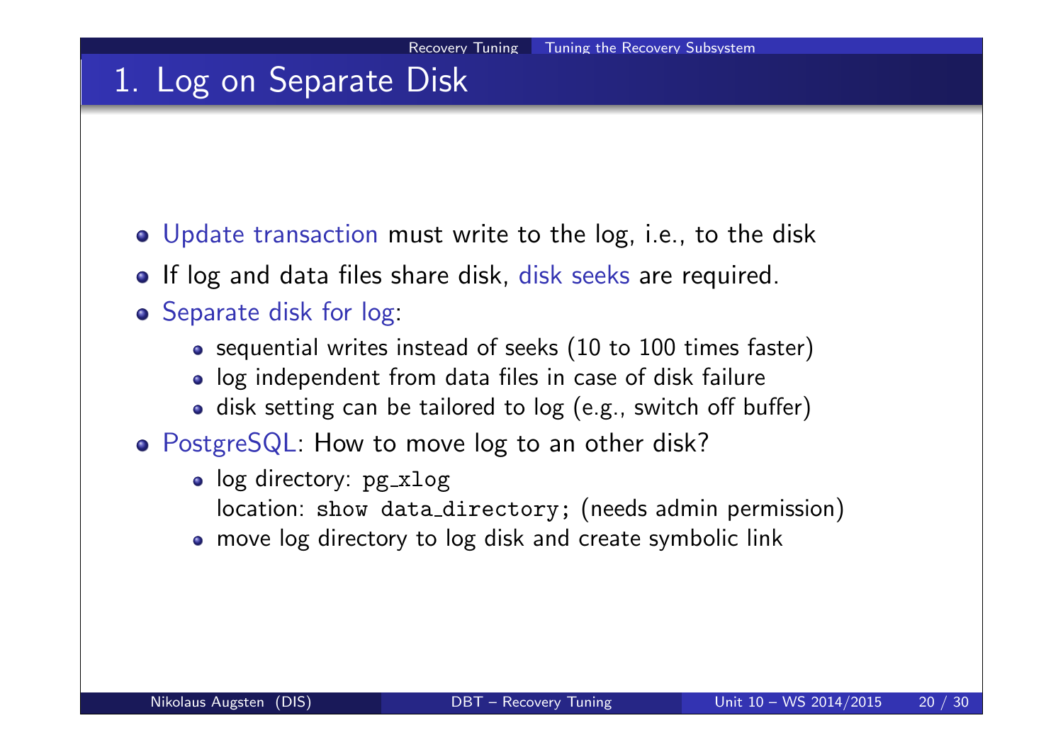# 1. Log on Separate Disk

- Update transaction must write to the log, i.e., to the disk
- If log and data files share disk, disk seeks are required.
- Separate disk for log:
  - sequential writes instead of seeks (10 to 100 times faster)
  - log independent from data files in case of disk failure
  - disk setting can be tailored to log (e.g., switch off buffer)
- PostgreSQL: How to move log to an other disk?
  - log directory: `pg_xlog`
    location: `show data_directory;` (needs admin permission)
  - move log directory to log disk and create symbolic link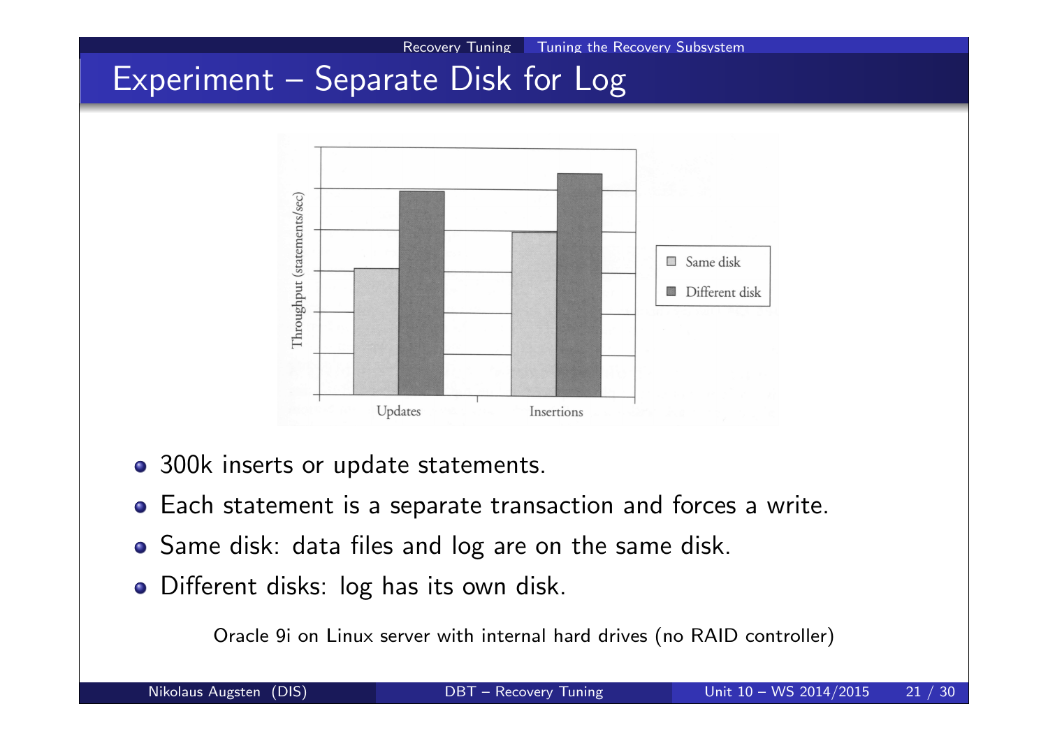# Experiment – Separate Disk for Log

- 300k inserts or update statements.
- Each statement is a separate transaction and forces a write.
- Same disk: data files and log are on the same disk.
- Different disks: log has its own disk.

Oracle 9i on Linux server with internal hard drives (no RAID controller)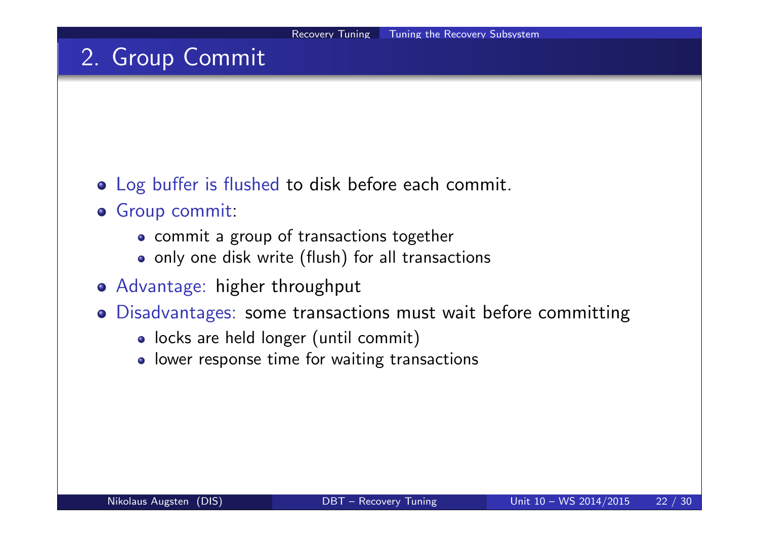# 2. Group Commit

- Log buffer is flushed to disk before each commit.
- Group commit:
  - commit a group of transactions together
  - only one disk write (flush) for all transactions
- Advantage: higher throughput
- Disadvantages: some transactions must wait before committing
  - locks are held longer (until commit)
  - lower response time for waiting transactions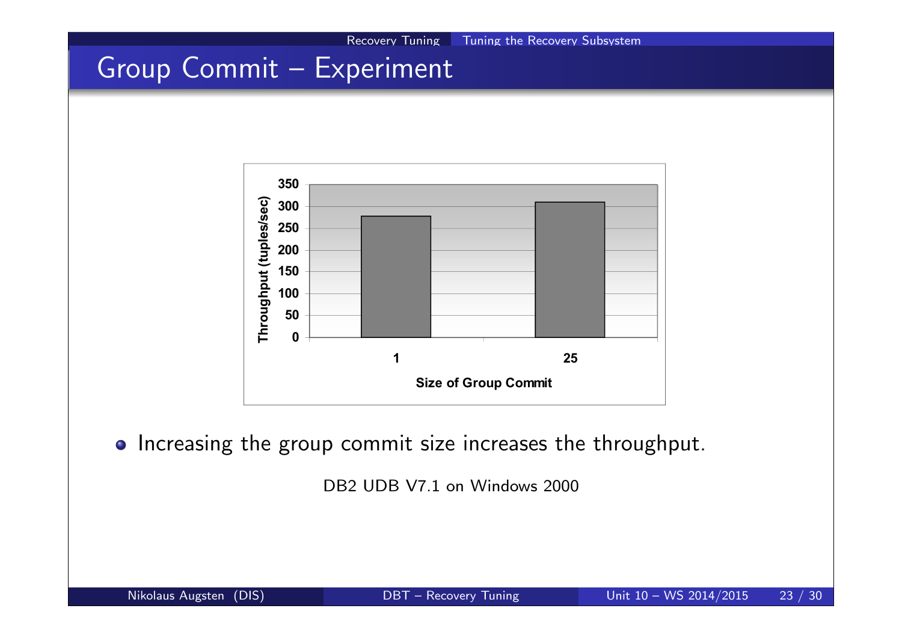# Group Commit – Experiment

- Increasing the group commit size increases the throughput.

DB2 UDB V7.1 on Windows 2000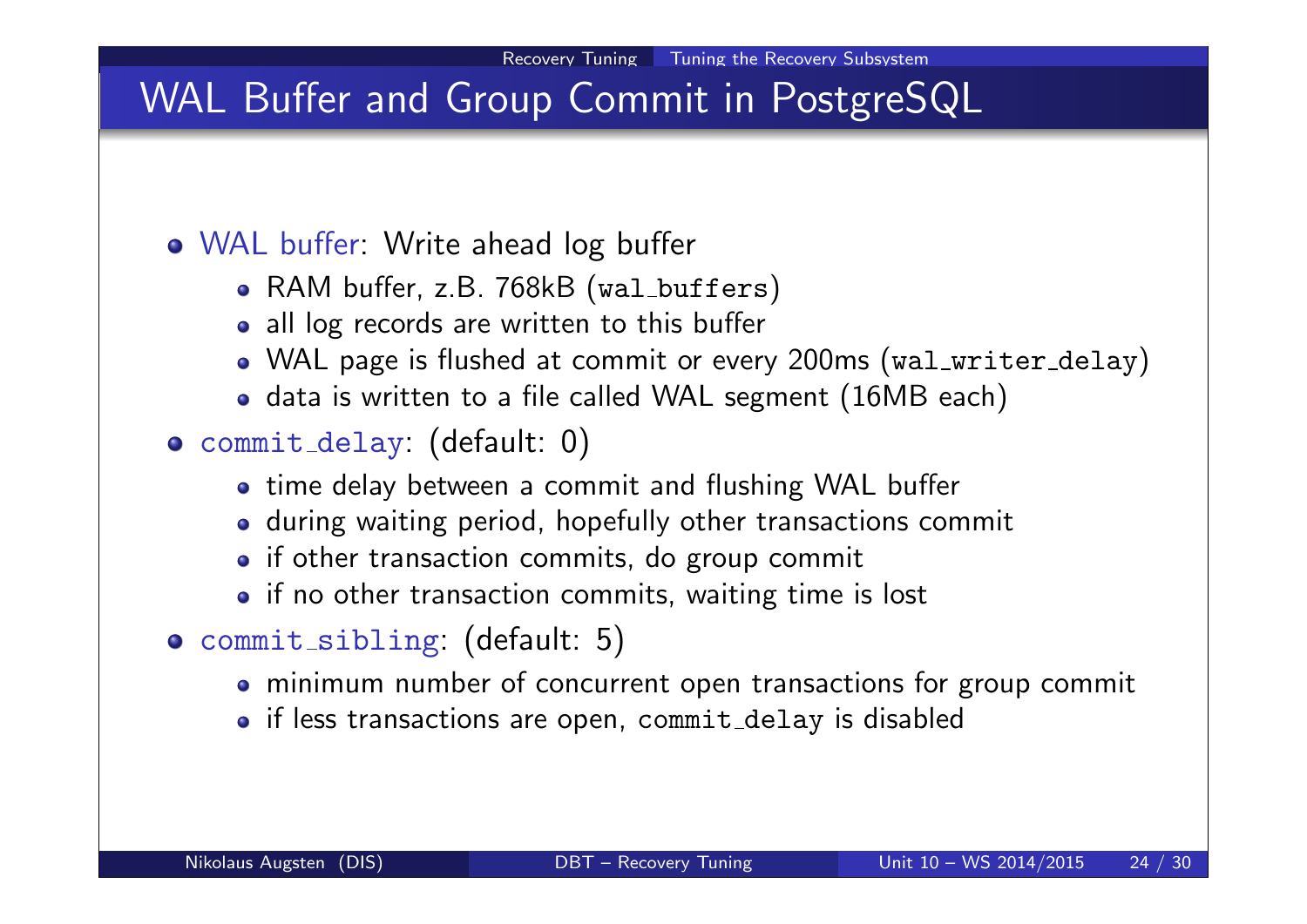# WAL Buffer and Group Commit in PostgreSQL

- WAL buffer: Write ahead log buffer
  - RAM buffer, z.B. 768kB (`wal_buffers`)
  - all log records are written to this buffer
  - WAL page is flushed at commit or every 200ms (`wal_writer_delay`)
  - data is written to a file called WAL segment (16MB each)
- `commit_delay`: (default: 0)
  - time delay between a commit and flushing WAL buffer
  - during waiting period, hopefully other transactions commit
  - if other transaction commits, do group commit
  - if no other transaction commits, waiting time is lost
- `commit_sibling`: (default: 5)
  - minimum number of concurrent open transactions for group commit
  - if less transactions are open, `commit_delay` is disabled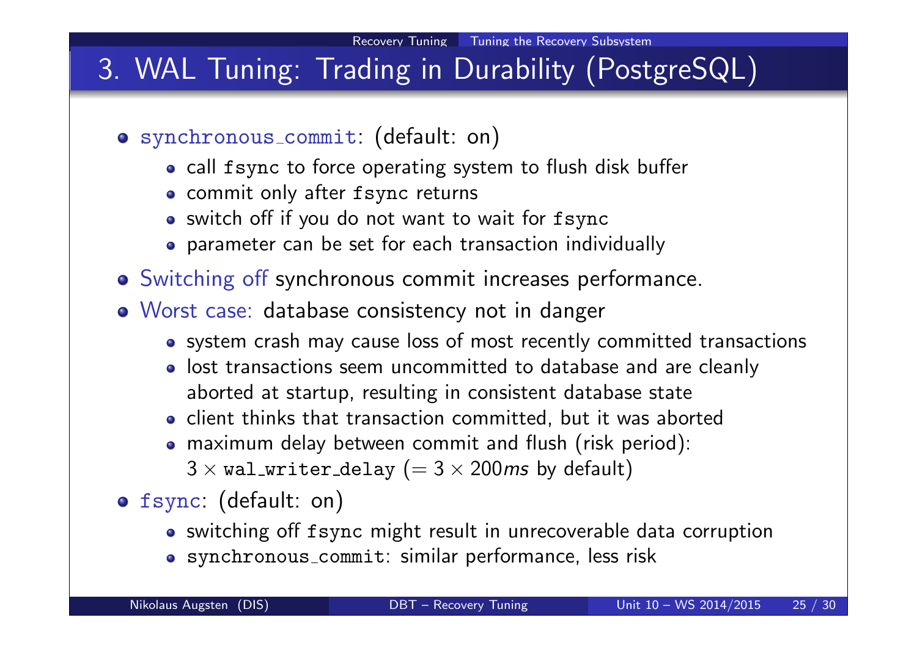# 3. WAL Tuning: Trading in Durability (PostgreSQL)

- synchronous_commit: (default: on)
  - call fsync to force operating system to flush disk buffer
  - commit only after fsync returns
  - switch off if you do not want to wait for fsync
  - parameter can be set for each transaction individually
- Switching off synchronous commit increases performance.
- Worst case: database consistency not in danger
  - system crash may cause loss of most recently committed transactions
  - lost transactions seem uncommitted to database and are cleanly aborted at startup, resulting in consistent database state
  - client thinks that transaction committed, but it was aborted
  - maximum delay between commit and flush (risk period): $3 \times$ wal_writer_delay ($= 3 \times 200ms$ by default)
- fsync: (default: on)
  - switching off fsync might result in unrecoverable data corruption
  - synchronous_commit: similar performance, less risk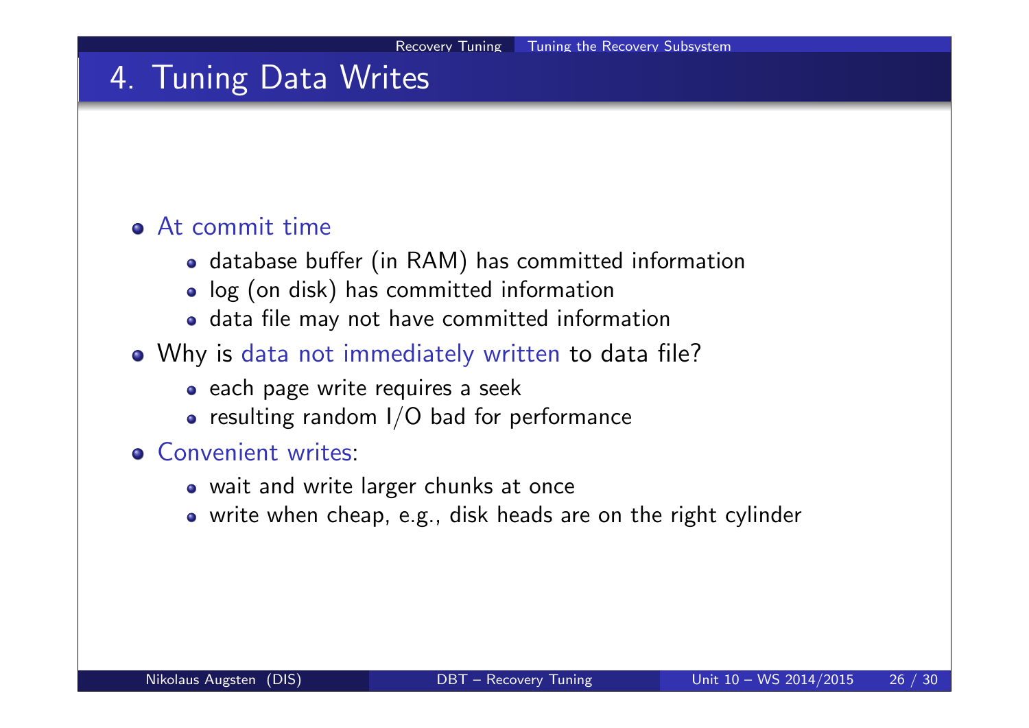# 4. Tuning Data Writes

- At commit time
  - database buffer (in RAM) has committed information
  - log (on disk) has committed information
  - data file may not have committed information
- Why is data not immediately written to data file?
  - each page write requires a seek
  - resulting random I/O bad for performance
- Convenient writes:
  - wait and write larger chunks at once
  - write when cheap, e.g., disk heads are on the right cylinder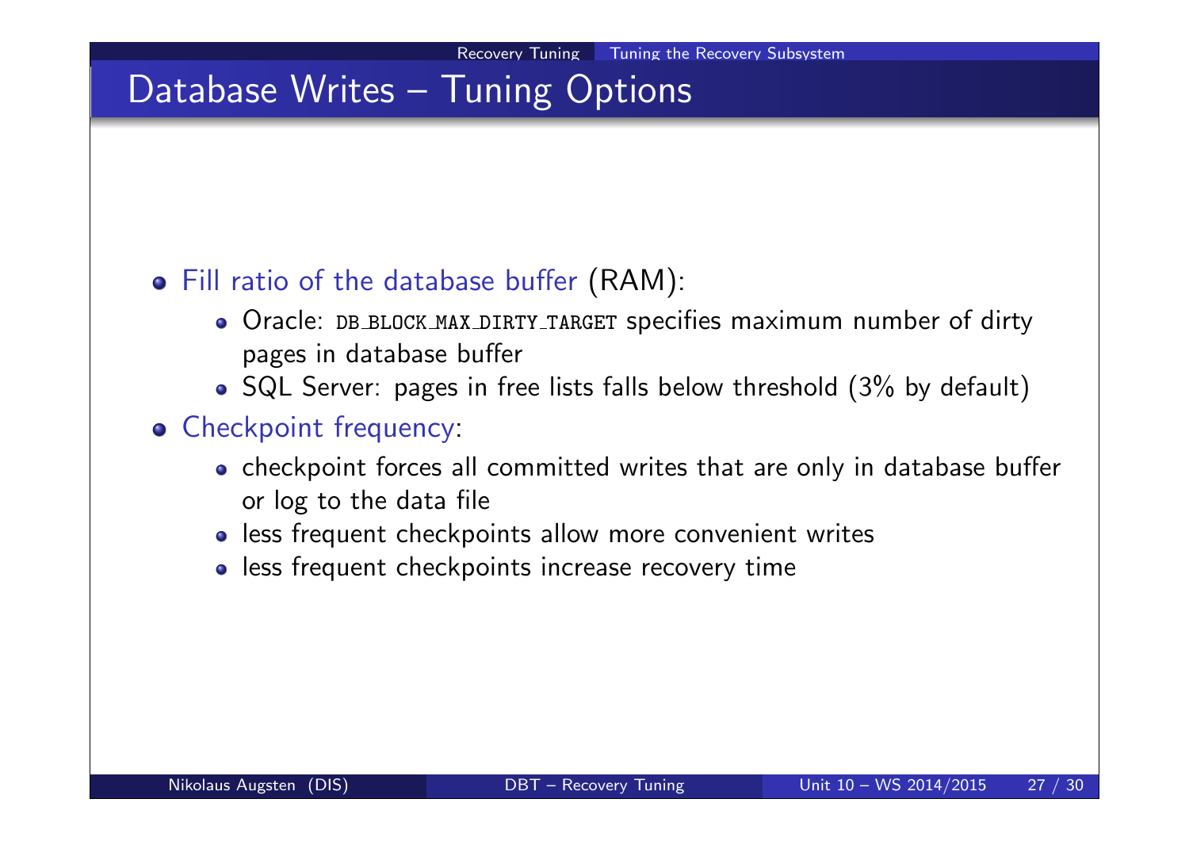# Database Writes – Tuning Options

- Fill ratio of the database buffer (RAM):
  - Oracle: `DB_BLOCK_MAX_DIRTY_TARGET` specifies maximum number of dirty pages in database buffer
  - SQL Server: pages in free lists falls below threshold (3% by default)
- Checkpoint frequency:
  - checkpoint forces all committed writes that are only in database buffer or log to the data file
  - less frequent checkpoints allow more convenient writes
  - less frequent checkpoints increase recovery time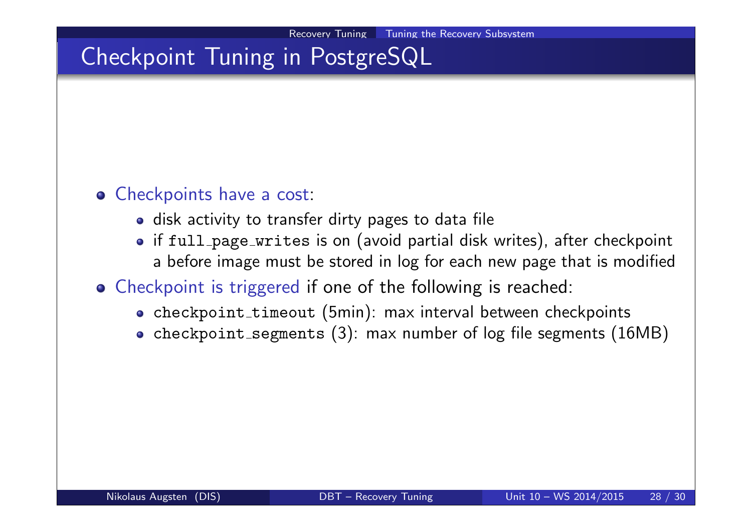# Checkpoint Tuning in PostgreSQL

- Checkpoints have a cost:
  - disk activity to transfer dirty pages to data file
  - if `full_page_writes` is on (avoid partial disk writes), after checkpoint a before image must be stored in log for each new page that is modified
- Checkpoint is triggered if one of the following is reached:
  - `checkpoint_timeout` (5min): max interval between checkpoints
  - `checkpoint_segments` (3): max number of log file segments (16MB)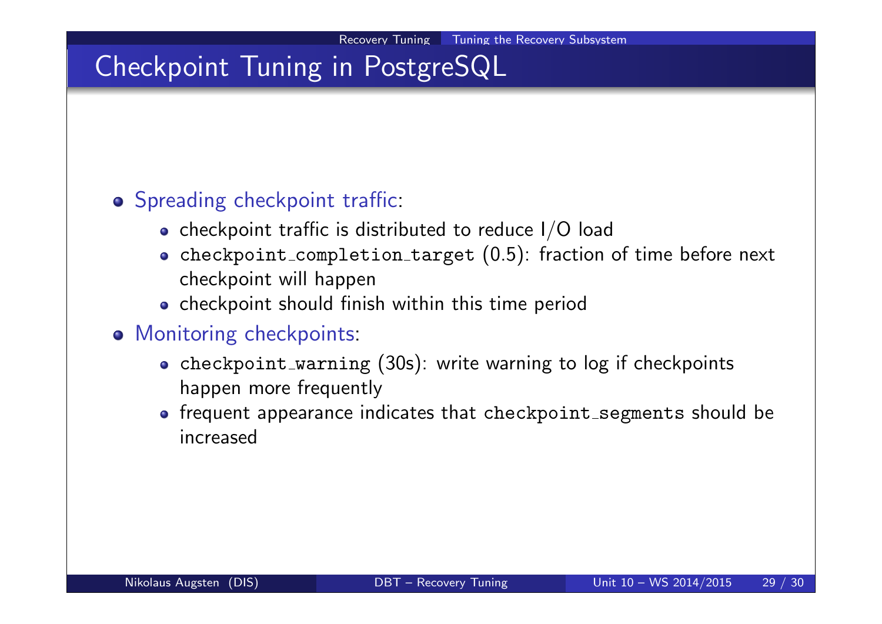# Checkpoint Tuning in PostgreSQL

- Spreading checkpoint traffic:
  - checkpoint traffic is distributed to reduce I/O load
  - `checkpoint_completion_target` (0.5): fraction of time before next checkpoint will happen
  - checkpoint should finish within this time period
- Monitoring checkpoints:
  - `checkpoint_warning` (30s): write warning to log if checkpoints happen more frequently
  - frequent appearance indicates that `checkpoint_segments` should be increased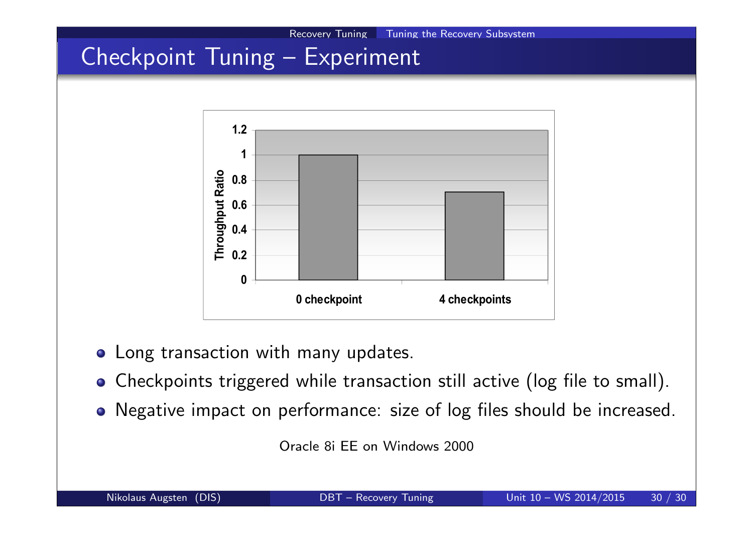# Checkpoint Tuning – Experiment

Throughput Ratio

1.2
1
0.8
0.6
0.4
0.2
0

0 checkpoint
4 checkpoints

- Long transaction with many updates.
- Checkpoints triggered while transaction still active (log file to small).
- Negative impact on performance: size of log files should be increased.

Oracle 8i EE on Windows 2000